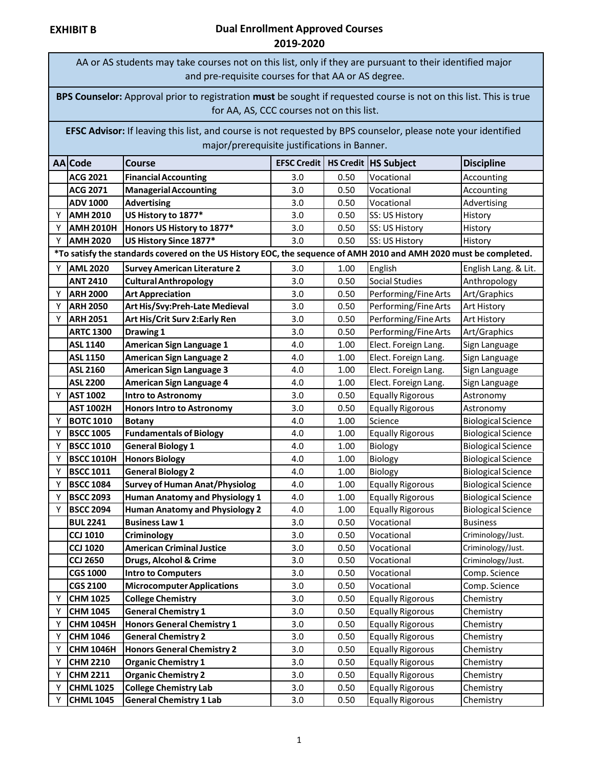**EXHIBIT B**

# Dual Enrollment Approved Courses
## 2019-2020

AA or AS students may take courses not on this list, only if they are pursuant to their identified major and pre-requisite courses for that AA or AS degree.

**BPS Counselor:** Approval prior to registration **must** be sought if requested course is not on this list. This is true for AA, AS, CCC courses not on this list.

**EFSC Advisor:** If leaving this list, and course is not requested by BPS counselor, please note your identified major/prerequisite justifications in Banner.

| AA | Code | Course | EFSC Credit | HS Credit | HS Subject | Discipline |
|---|---|---|---|---|---|---|
| | **ACG 2021** | **Financial Accounting** | 3.0 | 0.50 | Vocational | Accounting |
| | **ACG 2071** | **Managerial Accounting** | 3.0 | 0.50 | Vocational | Accounting |
| | **ADV 1000** | **Advertising** | 3.0 | 0.50 | Vocational | Advertising |
| Y | **AMH 2010** | **US History to 1877*** | 3.0 | 0.50 | SS: US History | History |
| Y | **AMH 2010H** | **Honors US History to 1877*** | 3.0 | 0.50 | SS: US History | History |
| Y | **AMH 2020** | **US History Since 1877*** | 3.0 | 0.50 | SS: US History | History |
| **\*To satisfy the standards covered on the US History EOC, the sequence of AMH 2010 and AMH 2020 must be completed.** | | | | | | |
| Y | **AML 2020** | **Survey American Literature 2** | 3.0 | 1.00 | English | English Lang. & Lit. |
| | **ANT 2410** | **Cultural Anthropology** | 3.0 | 0.50 | Social Studies | Anthropology |
| Y | **ARH 2000** | **Art Appreciation** | 3.0 | 0.50 | Performing/Fine Arts | Art/Graphics |
| Y | **ARH 2050** | **Art His/Svy:Preh-Late Medieval** | 3.0 | 0.50 | Performing/Fine Arts | Art History |
| Y | **ARH 2051** | **Art His/Crit Surv 2:Early Ren** | 3.0 | 0.50 | Performing/Fine Arts | Art History |
| | **ARTC 1300** | **Drawing 1** | 3.0 | 0.50 | Performing/Fine Arts | Art/Graphics |
| | **ASL 1140** | **American Sign Language 1** | 4.0 | 1.00 | Elect. Foreign Lang. | Sign Language |
| | **ASL 1150** | **American Sign Language 2** | 4.0 | 1.00 | Elect. Foreign Lang. | Sign Language |
| | **ASL 2160** | **American Sign Language 3** | 4.0 | 1.00 | Elect. Foreign Lang. | Sign Language |
| | **ASL 2200** | **American Sign Language 4** | 4.0 | 1.00 | Elect. Foreign Lang. | Sign Language |
| Y | **AST 1002** | **Intro to Astronomy** | 3.0 | 0.50 | Equally Rigorous | Astronomy |
| | **AST 1002H** | **Honors Intro to Astronomy** | 3.0 | 0.50 | Equally Rigorous | Astronomy |
| Y | **BOTC 1010** | **Botany** | 4.0 | 1.00 | Science | Biological Science |
| Y | **BSCC 1005** | **Fundamentals of Biology** | 4.0 | 1.00 | Equally Rigorous | Biological Science |
| Y | **BSCC 1010** | **General Biology 1** | 4.0 | 1.00 | Biology | Biological Science |
| Y | **BSCC 1010H** | **Honors Biology** | 4.0 | 1.00 | Biology | Biological Science |
| Y | **BSCC 1011** | **General Biology 2** | 4.0 | 1.00 | Biology | Biological Science |
| Y | **BSCC 1084** | **Survey of Human Anat/Physiolog** | 4.0 | 1.00 | Equally Rigorous | Biological Science |
| Y | **BSCC 2093** | **Human Anatomy and Physiology 1** | 4.0 | 1.00 | Equally Rigorous | Biological Science |
| Y | **BSCC 2094** | **Human Anatomy and Physiology 2** | 4.0 | 1.00 | Equally Rigorous | Biological Science |
| | **BUL 2241** | **Business Law 1** | 3.0 | 0.50 | Vocational | Business |
| | **CCJ 1010** | **Criminology** | 3.0 | 0.50 | Vocational | Criminology/Just. |
| | **CCJ 1020** | **American Criminal Justice** | 3.0 | 0.50 | Vocational | Criminology/Just. |
| | **CCJ 2650** | **Drugs, Alcohol & Crime** | 3.0 | 0.50 | Vocational | Criminology/Just. |
| | **CGS 1000** | **Intro to Computers** | 3.0 | 0.50 | Vocational | Comp. Science |
| | **CGS 2100** | **Microcomputer Applications** | 3.0 | 0.50 | Vocational | Comp. Science |
| Y | **CHM 1025** | **College Chemistry** | 3.0 | 0.50 | Equally Rigorous | Chemistry |
| Y | **CHM 1045** | **General Chemistry 1** | 3.0 | 0.50 | Equally Rigorous | Chemistry |
| Y | **CHM 1045H** | **Honors General Chemistry 1** | 3.0 | 0.50 | Equally Rigorous | Chemistry |
| Y | **CHM 1046** | **General Chemistry 2** | 3.0 | 0.50 | Equally Rigorous | Chemistry |
| Y | **CHM 1046H** | **Honors General Chemistry 2** | 3.0 | 0.50 | Equally Rigorous | Chemistry |
| Y | **CHM 2210** | **Organic Chemistry 1** | 3.0 | 0.50 | Equally Rigorous | Chemistry |
| Y | **CHM 2211** | **Organic Chemistry 2** | 3.0 | 0.50 | Equally Rigorous | Chemistry |
| Y | **CHML 1025** | **College Chemistry Lab** | 3.0 | 0.50 | Equally Rigorous | Chemistry |
| Y | **CHML 1045** | **General Chemistry 1 Lab** | 3.0 | 0.50 | Equally Rigorous | Chemistry |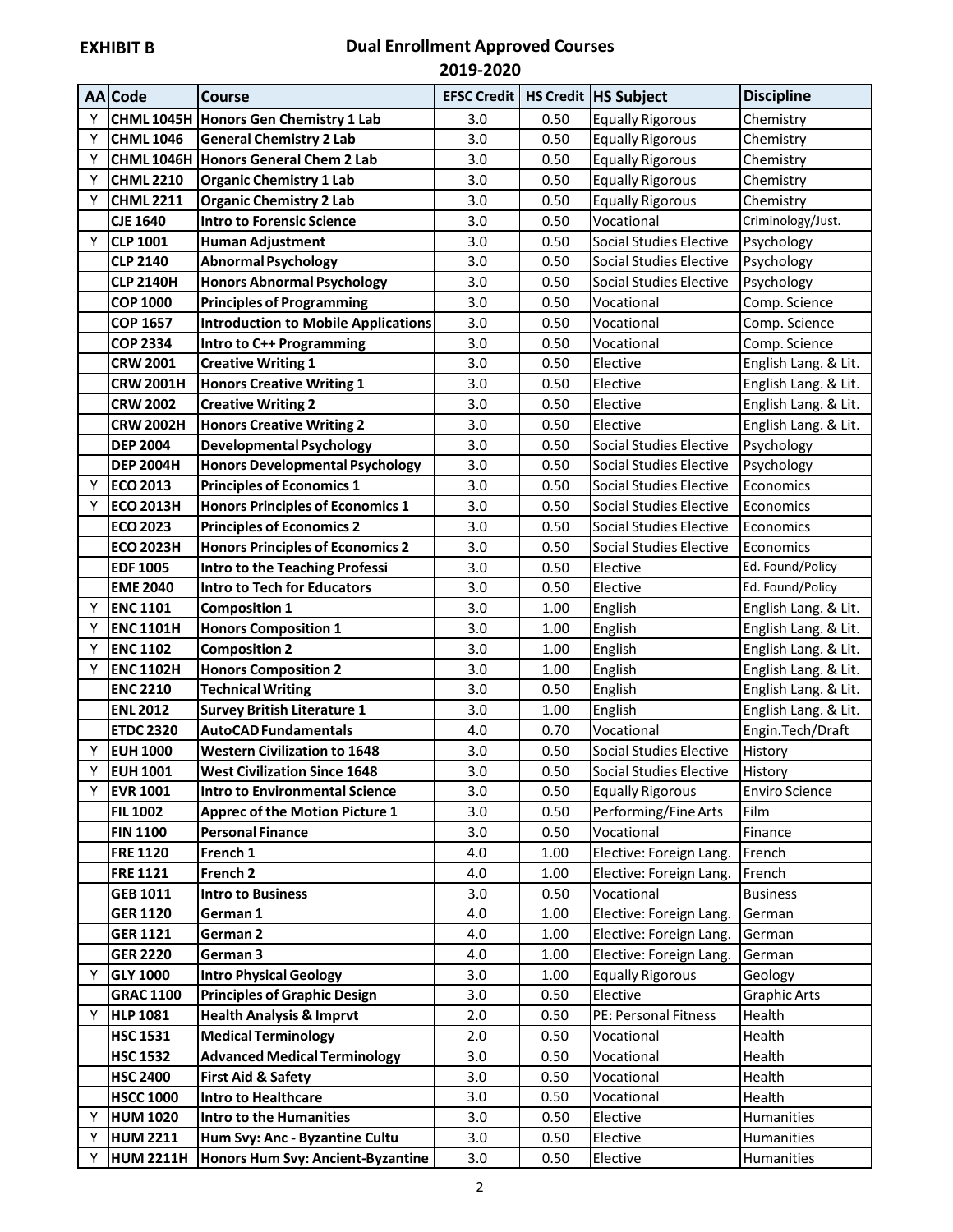**EXHIBIT B**

## Dual Enrollment Approved Courses
## 2019-2020

| AA | Code | Course | EFSC Credit | HS Credit | HS Subject | Discipline |
|---|---|---|---|---|---|---|
| Y | CHML 1045H | Honors Gen Chemistry 1 Lab | 3.0 | 0.50 | Equally Rigorous | Chemistry |
| Y | CHML 1046 | General Chemistry 2 Lab | 3.0 | 0.50 | Equally Rigorous | Chemistry |
| Y | CHML 1046H | Honors General Chem 2 Lab | 3.0 | 0.50 | Equally Rigorous | Chemistry |
| Y | CHML 2210 | Organic Chemistry 1 Lab | 3.0 | 0.50 | Equally Rigorous | Chemistry |
| Y | CHML 2211 | Organic Chemistry 2 Lab | 3.0 | 0.50 | Equally Rigorous | Chemistry |
| | CJE 1640 | Intro to Forensic Science | 3.0 | 0.50 | Vocational | Criminology/Just. |
| Y | CLP 1001 | Human Adjustment | 3.0 | 0.50 | Social Studies Elective | Psychology |
| | CLP 2140 | Abnormal Psychology | 3.0 | 0.50 | Social Studies Elective | Psychology |
| | CLP 2140H | Honors Abnormal Psychology | 3.0 | 0.50 | Social Studies Elective | Psychology |
| | COP 1000 | Principles of Programming | 3.0 | 0.50 | Vocational | Comp. Science |
| | COP 1657 | Introduction to Mobile Applications | 3.0 | 0.50 | Vocational | Comp. Science |
| | COP 2334 | Intro to C++ Programming | 3.0 | 0.50 | Vocational | Comp. Science |
| | CRW 2001 | Creative Writing 1 | 3.0 | 0.50 | Elective | English Lang. & Lit. |
| | CRW 2001H | Honors Creative Writing 1 | 3.0 | 0.50 | Elective | English Lang. & Lit. |
| | CRW 2002 | Creative Writing 2 | 3.0 | 0.50 | Elective | English Lang. & Lit. |
| | CRW 2002H | Honors Creative Writing 2 | 3.0 | 0.50 | Elective | English Lang. & Lit. |
| | DEP 2004 | Developmental Psychology | 3.0 | 0.50 | Social Studies Elective | Psychology |
| | DEP 2004H | Honors Developmental Psychology | 3.0 | 0.50 | Social Studies Elective | Psychology |
| Y | ECO 2013 | Principles of Economics 1 | 3.0 | 0.50 | Social Studies Elective | Economics |
| Y | ECO 2013H | Honors Principles of Economics 1 | 3.0 | 0.50 | Social Studies Elective | Economics |
| | ECO 2023 | Principles of Economics 2 | 3.0 | 0.50 | Social Studies Elective | Economics |
| | ECO 2023H | Honors Principles of Economics 2 | 3.0 | 0.50 | Social Studies Elective | Economics |
| | EDF 1005 | Intro to the Teaching Professi | 3.0 | 0.50 | Elective | Ed. Found/Policy |
| | EME 2040 | Intro to Tech for Educators | 3.0 | 0.50 | Elective | Ed. Found/Policy |
| Y | ENC 1101 | Composition 1 | 3.0 | 1.00 | English | English Lang. & Lit. |
| Y | ENC 1101H | Honors Composition 1 | 3.0 | 1.00 | English | English Lang. & Lit. |
| Y | ENC 1102 | Composition 2 | 3.0 | 1.00 | English | English Lang. & Lit. |
| Y | ENC 1102H | Honors Composition 2 | 3.0 | 1.00 | English | English Lang. & Lit. |
| | ENC 2210 | Technical Writing | 3.0 | 0.50 | English | English Lang. & Lit. |
| | ENL 2012 | Survey British Literature 1 | 3.0 | 1.00 | English | English Lang. & Lit. |
| | ETDC 2320 | AutoCAD Fundamentals | 4.0 | 0.70 | Vocational | Engin.Tech/Draft |
| Y | EUH 1000 | Western Civilization to 1648 | 3.0 | 0.50 | Social Studies Elective | History |
| Y | EUH 1001 | West Civilization Since 1648 | 3.0 | 0.50 | Social Studies Elective | History |
| Y | EVR 1001 | Intro to Environmental Science | 3.0 | 0.50 | Equally Rigorous | Enviro Science |
| | FIL 1002 | Apprec of the Motion Picture 1 | 3.0 | 0.50 | Performing/Fine Arts | Film |
| | FIN 1100 | Personal Finance | 3.0 | 0.50 | Vocational | Finance |
| | FRE 1120 | French 1 | 4.0 | 1.00 | Elective: Foreign Lang. | French |
| | FRE 1121 | French 2 | 4.0 | 1.00 | Elective: Foreign Lang. | French |
| | GEB 1011 | Intro to Business | 3.0 | 0.50 | Vocational | Business |
| | GER 1120 | German 1 | 4.0 | 1.00 | Elective: Foreign Lang. | German |
| | GER 1121 | German 2 | 4.0 | 1.00 | Elective: Foreign Lang. | German |
| | GER 2220 | German 3 | 4.0 | 1.00 | Elective: Foreign Lang. | German |
| Y | GLY 1000 | Intro Physical Geology | 3.0 | 1.00 | Equally Rigorous | Geology |
| | GRAC 1100 | Principles of Graphic Design | 3.0 | 0.50 | Elective | Graphic Arts |
| Y | HLP 1081 | Health Analysis & Imprvt | 2.0 | 0.50 | PE: Personal Fitness | Health |
| | HSC 1531 | Medical Terminology | 2.0 | 0.50 | Vocational | Health |
| | HSC 1532 | Advanced Medical Terminology | 3.0 | 0.50 | Vocational | Health |
| | HSC 2400 | First Aid & Safety | 3.0 | 0.50 | Vocational | Health |
| | HSCC 1000 | Intro to Healthcare | 3.0 | 0.50 | Vocational | Health |
| Y | HUM 1020 | Intro to the Humanities | 3.0 | 0.50 | Elective | Humanities |
| Y | HUM 2211 | Hum Svy: Anc - Byzantine Cultu | 3.0 | 0.50 | Elective | Humanities |
| Y | HUM 2211H | Honors Hum Svy: Ancient-Byzantine | 3.0 | 0.50 | Elective | Humanities |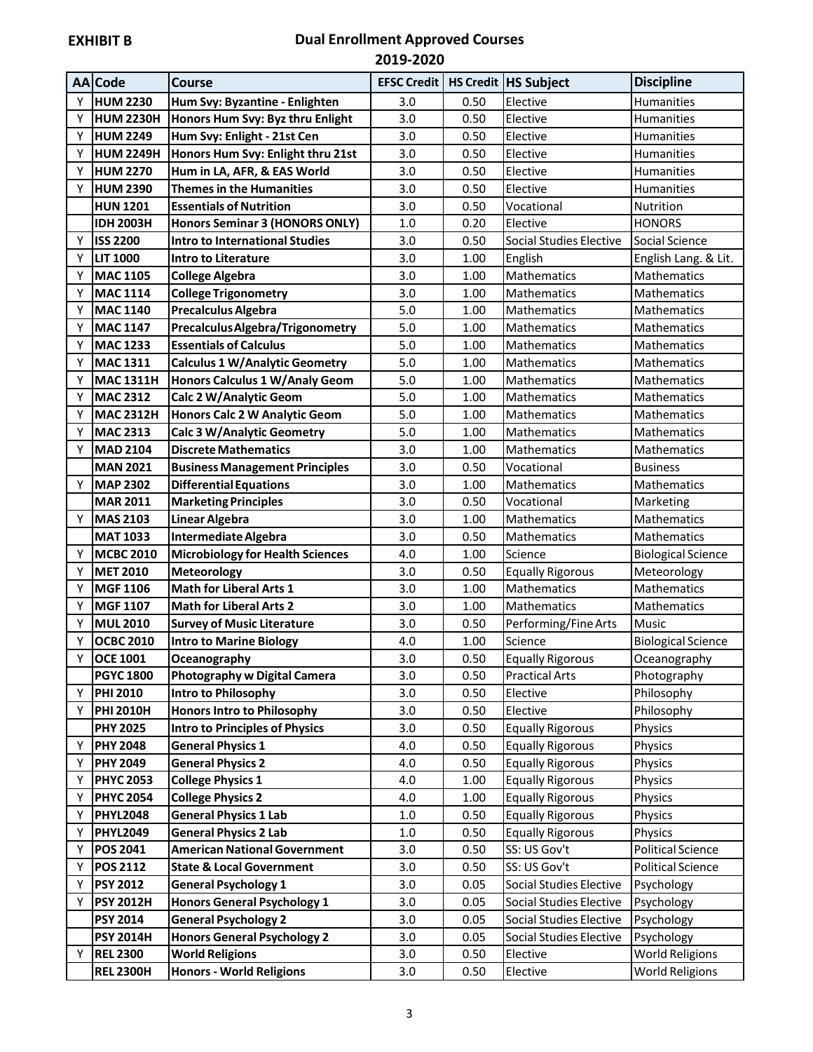**EXHIBIT B**

## Dual Enrollment Approved Courses
## 2019-2020

| AA | Code | Course | EFSC Credit | HS Credit | HS Subject | Discipline |
|---|---|---|---|---|---|---|
| Y | **HUM 2230** | **Hum Svy: Byzantine - Enlighten** | 3.0 | 0.50 | Elective | Humanities |
| Y | **HUM 2230H** | **Honors Hum Svy: Byz thru Enlight** | 3.0 | 0.50 | Elective | Humanities |
| Y | **HUM 2249** | **Hum Svy: Enlight - 21st Cen** | 3.0 | 0.50 | Elective | Humanities |
| Y | **HUM 2249H** | **Honors Hum Svy: Enlight thru 21st** | 3.0 | 0.50 | Elective | Humanities |
| Y | **HUM 2270** | **Hum in LA, AFR, & EAS World** | 3.0 | 0.50 | Elective | Humanities |
| Y | **HUM 2390** | **Themes in the Humanities** | 3.0 | 0.50 | Elective | Humanities |
| | **HUN 1201** | **Essentials of Nutrition** | 3.0 | 0.50 | Vocational | Nutrition |
| | **IDH 2003H** | **Honors Seminar 3 (HONORS ONLY)** | 1.0 | 0.20 | Elective | HONORS |
| Y | **ISS 2200** | **Intro to International Studies** | 3.0 | 0.50 | Social Studies Elective | Social Science |
| Y | **LIT 1000** | **Intro to Literature** | 3.0 | 1.00 | English | English Lang. & Lit. |
| Y | **MAC 1105** | **College Algebra** | 3.0 | 1.00 | Mathematics | Mathematics |
| Y | **MAC 1114** | **College Trigonometry** | 3.0 | 1.00 | Mathematics | Mathematics |
| Y | **MAC 1140** | **Precalculus Algebra** | 5.0 | 1.00 | Mathematics | Mathematics |
| Y | **MAC 1147** | **Precalculus Algebra/Trigonometry** | 5.0 | 1.00 | Mathematics | Mathematics |
| Y | **MAC 1233** | **Essentials of Calculus** | 5.0 | 1.00 | Mathematics | Mathematics |
| Y | **MAC 1311** | **Calculus 1 W/Analytic Geometry** | 5.0 | 1.00 | Mathematics | Mathematics |
| Y | **MAC 1311H** | **Honors Calculus 1 W/Analy Geom** | 5.0 | 1.00 | Mathematics | Mathematics |
| Y | **MAC 2312** | **Calc 2 W/Analytic Geom** | 5.0 | 1.00 | Mathematics | Mathematics |
| Y | **MAC 2312H** | **Honors Calc 2 W Analytic Geom** | 5.0 | 1.00 | Mathematics | Mathematics |
| Y | **MAC 2313** | **Calc 3 W/Analytic Geometry** | 5.0 | 1.00 | Mathematics | Mathematics |
| Y | **MAD 2104** | **Discrete Mathematics** | 3.0 | 1.00 | Mathematics | Mathematics |
| | **MAN 2021** | **Business Management Principles** | 3.0 | 0.50 | Vocational | Business |
| Y | **MAP 2302** | **Differential Equations** | 3.0 | 1.00 | Mathematics | Mathematics |
| | **MAR 2011** | **Marketing Principles** | 3.0 | 0.50 | Vocational | Marketing |
| Y | **MAS 2103** | **Linear Algebra** | 3.0 | 1.00 | Mathematics | Mathematics |
| | **MAT 1033** | **Intermediate Algebra** | 3.0 | 0.50 | Mathematics | Mathematics |
| Y | **MCBC 2010** | **Microbiology for Health Sciences** | 4.0 | 1.00 | Science | Biological Science |
| Y | **MET 2010** | **Meteorology** | 3.0 | 0.50 | Equally Rigorous | Meteorology |
| Y | **MGF 1106** | **Math for Liberal Arts 1** | 3.0 | 1.00 | Mathematics | Mathematics |
| Y | **MGF 1107** | **Math for Liberal Arts 2** | 3.0 | 1.00 | Mathematics | Mathematics |
| Y | **MUL 2010** | **Survey of Music Literature** | 3.0 | 0.50 | Performing/Fine Arts | Music |
| Y | **OCBC 2010** | **Intro to Marine Biology** | 4.0 | 1.00 | Science | Biological Science |
| Y | **OCE 1001** | **Oceanography** | 3.0 | 0.50 | Equally Rigorous | Oceanography |
| | **PGYC 1800** | **Photography w Digital Camera** | 3.0 | 0.50 | Practical Arts | Photography |
| Y | **PHI 2010** | **Intro to Philosophy** | 3.0 | 0.50 | Elective | Philosophy |
| Y | **PHI 2010H** | **Honors Intro to Philosophy** | 3.0 | 0.50 | Elective | Philosophy |
| | **PHY 2025** | **Intro to Principles of Physics** | 3.0 | 0.50 | Equally Rigorous | Physics |
| Y | **PHY 2048** | **General Physics 1** | 4.0 | 0.50 | Equally Rigorous | Physics |
| Y | **PHY 2049** | **General Physics 2** | 4.0 | 0.50 | Equally Rigorous | Physics |
| Y | **PHYC 2053** | **College Physics 1** | 4.0 | 1.00 | Equally Rigorous | Physics |
| Y | **PHYC 2054** | **College Physics 2** | 4.0 | 1.00 | Equally Rigorous | Physics |
| Y | **PHYL2048** | **General Physics 1 Lab** | 1.0 | 0.50 | Equally Rigorous | Physics |
| Y | **PHYL2049** | **General Physics 2 Lab** | 1.0 | 0.50 | Equally Rigorous | Physics |
| Y | **POS 2041** | **American National Government** | 3.0 | 0.50 | SS: US Gov't | Political Science |
| Y | **POS 2112** | **State & Local Government** | 3.0 | 0.50 | SS: US Gov't | Political Science |
| Y | **PSY 2012** | **General Psychology 1** | 3.0 | 0.05 | Social Studies Elective | Psychology |
| Y | **PSY 2012H** | **Honors General Psychology 1** | 3.0 | 0.05 | Social Studies Elective | Psychology |
| | **PSY 2014** | **General Psychology 2** | 3.0 | 0.05 | Social Studies Elective | Psychology |
| | **PSY 2014H** | **Honors General Psychology 2** | 3.0 | 0.05 | Social Studies Elective | Psychology |
| Y | **REL 2300** | **World Religions** | 3.0 | 0.50 | Elective | World Religions |
| | **REL 2300H** | **Honors - World Religions** | 3.0 | 0.50 | Elective | World Religions |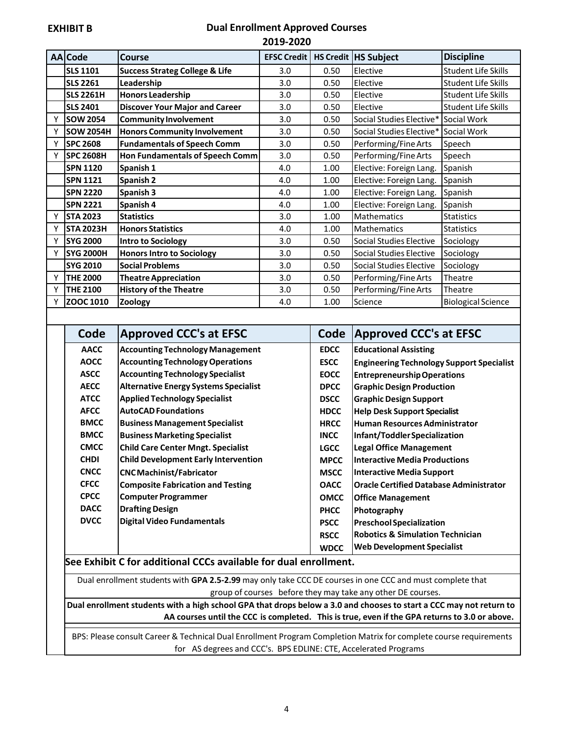**EXHIBIT B**

## Dual Enrollment Approved Courses
## 2019-2020

| AA | Code | Course | EFSC Credit | HS Credit | HS Subject | Discipline |
|---|---|---|---|---|---|---|
| | **SLS 1101** | **Success Strateg College & Life** | 3.0 | 0.50 | Elective | Student Life Skills |
| | **SLS 2261** | **Leadership** | 3.0 | 0.50 | Elective | Student Life Skills |
| | **SLS 2261H** | **Honors Leadership** | 3.0 | 0.50 | Elective | Student Life Skills |
| | **SLS 2401** | **Discover Your Major and Career** | 3.0 | 0.50 | Elective | Student Life Skills |
| Y | **SOW 2054** | **Community Involvement** | 3.0 | 0.50 | Social Studies Elective* | Social Work |
| Y | **SOW 2054H** | **Honors Community Involvement** | 3.0 | 0.50 | Social Studies Elective* | Social Work |
| Y | **SPC 2608** | **Fundamentals of Speech Comm** | 3.0 | 0.50 | Performing/Fine Arts | Speech |
| Y | **SPC 2608H** | **Hon Fundamentals of Speech Comm** | 3.0 | 0.50 | Performing/Fine Arts | Speech |
| | **SPN 1120** | **Spanish 1** | 4.0 | 1.00 | Elective: Foreign Lang. | Spanish |
| | **SPN 1121** | **Spanish 2** | 4.0 | 1.00 | Elective: Foreign Lang. | Spanish |
| | **SPN 2220** | **Spanish 3** | 4.0 | 1.00 | Elective: Foreign Lang. | Spanish |
| | **SPN 2221** | **Spanish 4** | 4.0 | 1.00 | Elective: Foreign Lang. | Spanish |
| Y | **STA 2023** | **Statistics** | 3.0 | 1.00 | Mathematics | Statistics |
| Y | **STA 2023H** | **Honors Statistics** | 4.0 | 1.00 | Mathematics | Statistics |
| Y | **SYG 2000** | **Intro to Sociology** | 3.0 | 0.50 | Social Studies Elective | Sociology |
| Y | **SYG 2000H** | **Honors Intro to Sociology** | 3.0 | 0.50 | Social Studies Elective | Sociology |
| | **SYG 2010** | **Social Problems** | 3.0 | 0.50 | Social Studies Elective | Sociology |
| Y | **THE 2000** | **Theatre Appreciation** | 3.0 | 0.50 | Performing/Fine Arts | Theatre |
| Y | **THE 2100** | **History of the Theatre** | 3.0 | 0.50 | Performing/Fine Arts | Theatre |
| Y | **ZOOC 1010** | **Zoology** | 4.0 | 1.00 | Science | Biological Science |

| Code | Approved CCC's at EFSC | Code | Approved CCC's at EFSC |
|---|---|---|---|
| **AACC** | **Accounting Technology Management** | **EDCC** | **Educational Assisting** |
| **AOCC** | **Accounting Technology Operations** | **ESCC** | **Engineering Technology Support Specialist** |
| **ASCC** | **Accounting Technology Specialist** | **EOCC** | **Entrepreneurship Operations** |
| **AECC** | **Alternative Energy Systems Specialist** | **DPCC** | **Graphic Design Production** |
| **ATCC** | **Applied Technology Specialist** | **DSCC** | **Graphic Design Support** |
| **AFCC** | **AutoCAD Foundations** | **HDCC** | **Help Desk Support Specialist** |
| **BMCC** | **Business Management Specialist** | **HRCC** | **Human Resources Administrator** |
| **BMCC** | **Business Marketing Specialist** | **INCC** | **Infant/Toddler Specialization** |
| **CMCC** | **Child Care Center Mngt. Specialist** | **LGCC** | **Legal Office Management** |
| **CHDI** | **Child Development Early Intervention** | **MPCC** | **Interactive Media Productions** |
| **CNCC** | **CNC Machinist/Fabricator** | **MSCC** | **Interactive Media Support** |
| **CFCC** | **Composite Fabrication and Testing** | **OACC** | **Oracle Certified Database Administrator** |
| **CPCC** | **Computer Programmer** | **OMCC** | **Office Management** |
| **DACC** | **Drafting Design** | **PHCC** | **Photography** |
| **DVCC** | **Digital Video Fundamentals** | **PSCC** | **Preschool Specialization** |
| | | **RSCC** | **Robotics & Simulation Technician** |
| | | **WDCC** | **Web Development Specialist** |

**See Exhibit C for additional CCCs available for dual enrollment.**

Dual enrollment students with **GPA 2.5-2.99** may only take CCC DE courses in one CCC and must complete that group of courses before they may take any other DE courses.

**Dual enrollment students with a high school GPA that drops below a 3.0 and chooses to start a CCC may not return to AA courses until the CCC is completed. This is true, even if the GPA returns to 3.0 or above.**

BPS: Please consult Career & Technical Dual Enrollment Program Completion Matrix for complete course requirements for AS degrees and CCC's. BPS EDLINE: CTE, Accelerated Programs